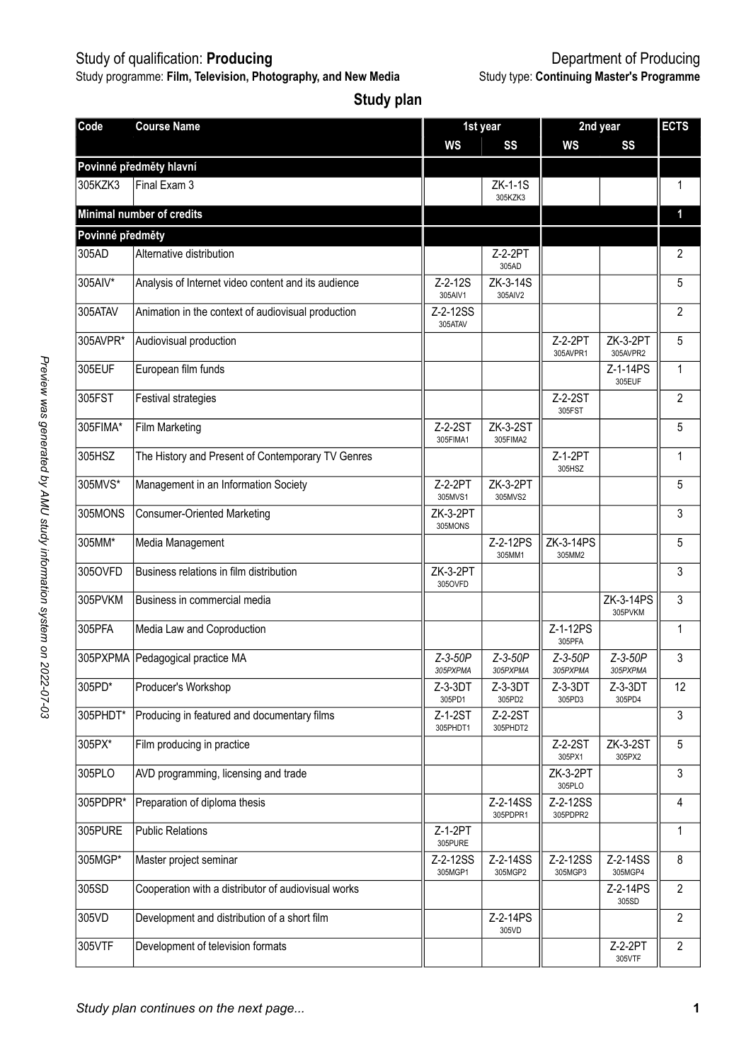Study of qualification: **Producing**

Department of Producing

Study programme: **Film, Television, Photography, and New Media**

Study type: **Continuing Master's Programme**

## Study plan

| Code | Course Name | 1st year | | 2nd year | | ECTS |
|---|---|---|---|---|---|---|
| | | WS | SS | WS | SS | |
| **Povinné předměty hlavní** | | | | | | |
| 305KZK3 | Final Exam 3 | | ZK-1-1S 305KZK3 | | | 1 |
| **Minimal number of credits** | | | | | | **1** |
| **Povinné předměty** | | | | | | |
| 305AD | Alternative distribution | | Z-2-2PT 305AD | | | 2 |
| 305AIV* | Analysis of Internet video content and its audience | Z-2-12S 305AIV1 | ZK-3-14S 305AIV2 | | | 5 |
| 305ATAV | Animation in the context of audiovisual production | Z-2-12SS 305ATAV | | | | 2 |
| 305AVPR* | Audiovisual production | | | Z-2-2PT 305AVPR1 | ZK-3-2PT 305AVPR2 | 5 |
| 305EUF | European film funds | | | | Z-1-14PS 305EUF | 1 |
| 305FST | Festival strategies | | | Z-2-2ST 305FST | | 2 |
| 305FIMA* | Film Marketing | Z-2-2ST 305FIMA1 | ZK-3-2ST 305FIMA2 | | | 5 |
| 305HSZ | The History and Present of Contemporary TV Genres | | | Z-1-2PT 305HSZ | | 1 |
| 305MVS* | Management in an Information Society | Z-2-2PT 305MVS1 | ZK-3-2PT 305MVS2 | | | 5 |
| 305MONS | Consumer-Oriented Marketing | ZK-3-2PT 305MONS | | | | 3 |
| 305MM* | Media Management | | Z-2-12PS 305MM1 | ZK-3-14PS 305MM2 | | 5 |
| 305OVFD | Business relations in film distribution | ZK-3-2PT 305OVFD | | | | 3 |
| 305PVKM | Business in commercial media | | | | ZK-3-14PS 305PVKM | 3 |
| 305PFA | Media Law and Coproduction | | | Z-1-12PS 305PFA | | 1 |
| 305PXPMA | Pedagogical practice MA | *Z-3-50P 305PXPMA* | *Z-3-50P 305PXPMA* | *Z-3-50P 305PXPMA* | *Z-3-50P 305PXPMA* | 3 |
| 305PD* | Producer's Workshop | Z-3-3DT 305PD1 | Z-3-3DT 305PD2 | Z-3-3DT 305PD3 | Z-3-3DT 305PD4 | 12 |
| 305PHDT* | Producing in featured and documentary films | Z-1-2ST 305PHDT1 | Z-2-2ST 305PHDT2 | | | 3 |
| 305PX* | Film producing in practice | | | Z-2-2ST 305PX1 | ZK-3-2ST 305PX2 | 5 |
| 305PLO | AVD programming, licensing and trade | | | ZK-3-2PT 305PLO | | 3 |
| 305PDPR* | Preparation of diploma thesis | | Z-2-14SS 305PDPR1 | Z-2-12SS 305PDPR2 | | 4 |
| 305PURE | Public Relations | Z-1-2PT 305PURE | | | | 1 |
| 305MGP* | Master project seminar | Z-2-12SS 305MGP1 | Z-2-14SS 305MGP2 | Z-2-12SS 305MGP3 | Z-2-14SS 305MGP4 | 8 |
| 305SD | Cooperation with a distributor of audiovisual works | | | | Z-2-14PS 305SD | 2 |
| 305VD | Development and distribution of a short film | | Z-2-14PS 305VD | | | 2 |
| 305VTF | Development of television formats | | | | Z-2-2PT 305VTF | 2 |

*Study plan continues on the next page...*

*Preview was generated by AMU study information system on 2022-07-03*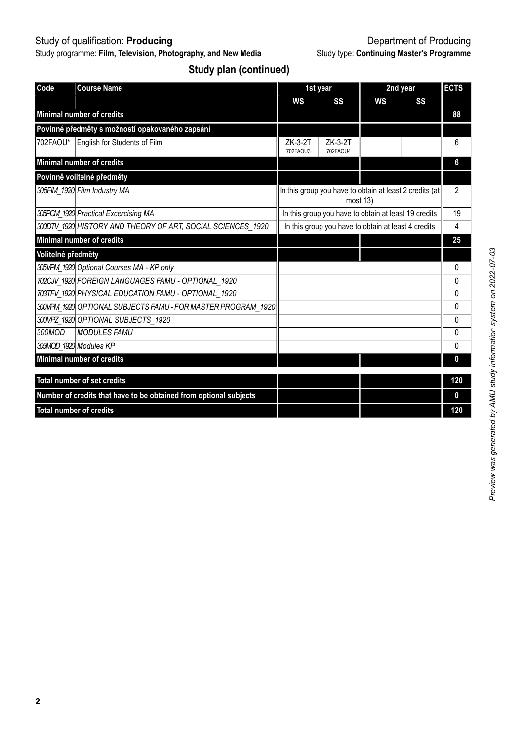Study of qualification: **Producing**
Study programme: **Film, Television, Photography, and New Media**

Department of Producing
Study type: **Continuing Master's Programme**

## Study plan (continued)

| Code | Course Name | 1st year WS | 1st year SS | 2nd year WS | 2nd year SS | ECTS |
|---|---|---|---|---|---|---|
| **Minimal number of credits** | | | | | | **88** |
| **Povinné předměty s možností opakovaného zapsání** | | | | | | |
| 702FAOU* | English for Students of Film | ZK-3-2T 702FAOU3 | ZK-3-2T 702FAOU4 | | | 6 |
| **Minimal number of credits** | | | | | | **6** |
| **Povinně volitelné předměty** | | | | | | |
| *305FIM_1920* | *Film Industry MA* | In this group you have to obtain at least 2 credits (at most 13) | | | | 2 |
| *305PCM_1920* | *Practical Excercising MA* | In this group you have to obtain at least 19 credits | | | | 19 |
| *300DTV_1920* | *HISTORY AND THEORY OF ART, SOCIAL SCIENCES_1920* | In this group you have to obtain at least 4 credits | | | | 4 |
| **Minimal number of credits** | | | | | | **25** |
| **Volitelné předměty** | | | | | | |
| *305VPM_1920* | *Optional Courses MA - KP only* | | | | | 0 |
| *702CJV_1920* | *FOREIGN LANGUAGES FAMU - OPTIONAL_1920* | | | | | 0 |
| *703TFV_1920* | *PHYSICAL EDUCATION FAMU - OPTIONAL_1920* | | | | | 0 |
| *300VPM_1920* | *OPTIONAL SUBJECTS FAMU - FOR MASTER PROGRAM_1920* | | | | | 0 |
| *300VPZ_1920* | *OPTIONAL SUBJECTS_1920* | | | | | 0 |
| *300MOD* | *MODULES FAMU* | | | | | 0 |
| *305MOD_1920* | *Modules KP* | | | | | 0 |
| **Minimal number of credits** | | | | | | **0** |
| **Total number of set credits** | | | | | | **120** |
| **Number of credits that have to be obtained from optional subjects** | | | | | | **0** |
| **Total number of credits** | | | | | | **120** |

*Preview was generated by AMU study information system on 2022-07-03*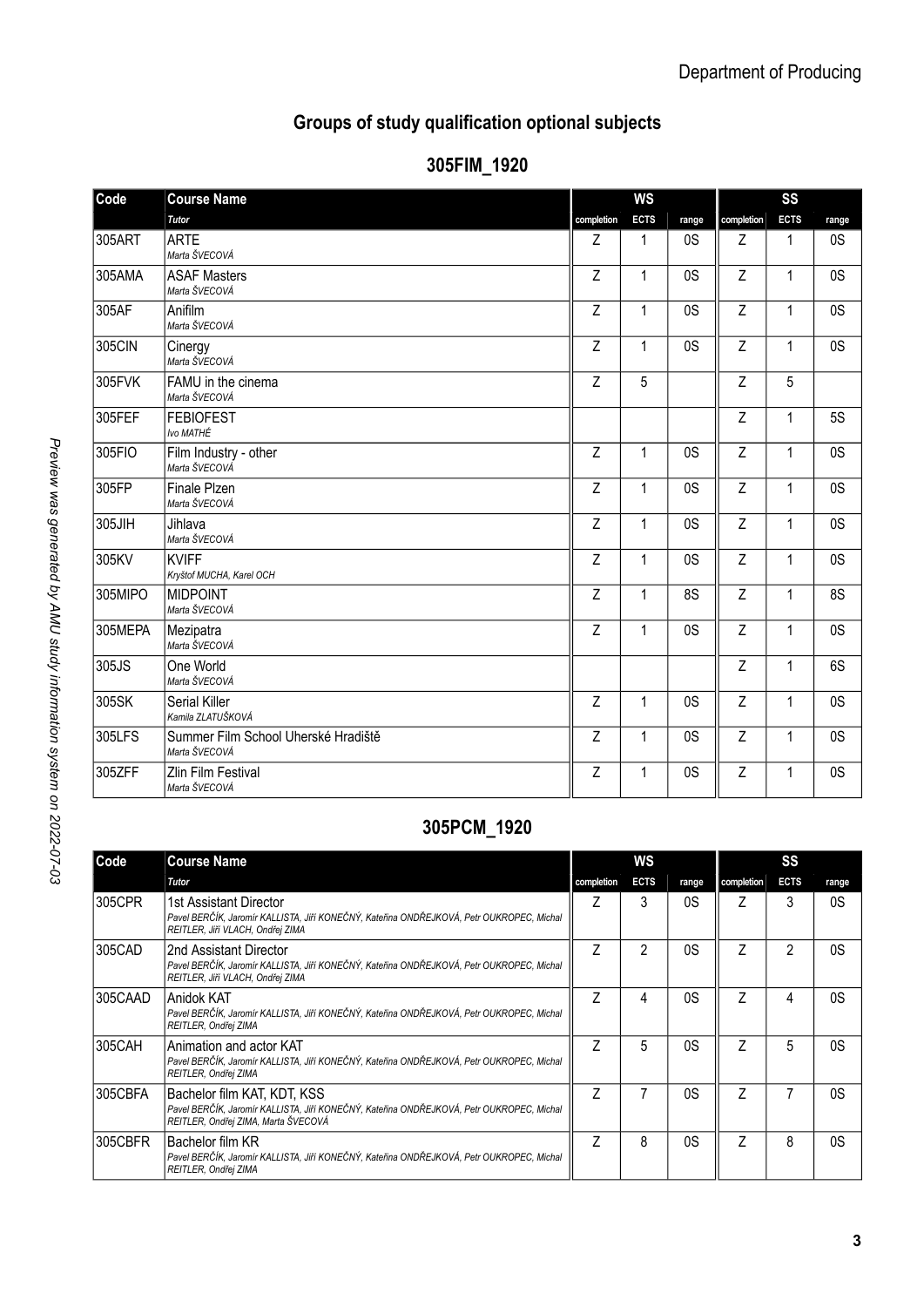## Groups of study qualification optional subjects

### 305FIM_1920

| Code | Course Name *Tutor* | WS | | | SS | | |
|---|---|---|---|---|---|---|---|
| | | completion | ECTS | range | completion | ECTS | range |
| 305ART | ARTE *Marta ŠVECOVÁ* | Z | 1 | 0S | Z | 1 | 0S |
| 305AMA | ASAF Masters *Marta ŠVECOVÁ* | Z | 1 | 0S | Z | 1 | 0S |
| 305AF | Anifilm *Marta ŠVECOVÁ* | Z | 1 | 0S | Z | 1 | 0S |
| 305CIN | Cinergy *Marta ŠVECOVÁ* | Z | 1 | 0S | Z | 1 | 0S |
| 305FVK | FAMU in the cinema *Marta ŠVECOVÁ* | Z | 5 | | Z | 5 | |
| 305FEF | FEBIOFEST *Ivo MATHÉ* | | | | Z | 1 | 5S |
| 305FIO | Film Industry - other *Marta ŠVECOVÁ* | Z | 1 | 0S | Z | 1 | 0S |
| 305FP | Finale Plzen *Marta ŠVECOVÁ* | Z | 1 | 0S | Z | 1 | 0S |
| 305JIH | Jihlava *Marta ŠVECOVÁ* | Z | 1 | 0S | Z | 1 | 0S |
| 305KV | KVIFF *Kryštof MUCHA, Karel OCH* | Z | 1 | 0S | Z | 1 | 0S |
| 305MIPO | MIDPOINT *Marta ŠVECOVÁ* | Z | 1 | 8S | Z | 1 | 8S |
| 305MEPA | Mezipatra *Marta ŠVECOVÁ* | Z | 1 | 0S | Z | 1 | 0S |
| 305JS | One World *Marta ŠVECOVÁ* | | | | Z | 1 | 6S |
| 305SK | Serial Killer *Kamila ZLATUŠKOVÁ* | Z | 1 | 0S | Z | 1 | 0S |
| 305LFS | Summer Film School Uherské Hradiště *Marta ŠVECOVÁ* | Z | 1 | 0S | Z | 1 | 0S |
| 305ZFF | Zlin Film Festival *Marta ŠVECOVÁ* | Z | 1 | 0S | Z | 1 | 0S |

### 305PCM_1920

| Code | Course Name *Tutor* | WS | | | SS | | |
|---|---|---|---|---|---|---|---|
| | | completion | ECTS | range | completion | ECTS | range |
| 305CPR | 1st Assistant Director *Pavel BERČÍK, Jaromír KALLISTA, Jiří KONEČNÝ, Kateřina ONDŘEJKOVÁ, Petr OUKROPEC, Michal REITLER, Jiří VLACH, Ondřej ZIMA* | Z | 3 | 0S | Z | 3 | 0S |
| 305CAD | 2nd Assistant Director *Pavel BERČÍK, Jaromír KALLISTA, Jiří KONEČNÝ, Kateřina ONDŘEJKOVÁ, Petr OUKROPEC, Michal REITLER, Jiří VLACH, Ondřej ZIMA* | Z | 2 | 0S | Z | 2 | 0S |
| 305CAAD | Anidok KAT *Pavel BERČÍK, Jaromír KALLISTA, Jiří KONEČNÝ, Kateřina ONDŘEJKOVÁ, Petr OUKROPEC, Michal REITLER, Ondřej ZIMA* | Z | 4 | 0S | Z | 4 | 0S |
| 305CAH | Animation and actor KAT *Pavel BERČÍK, Jaromír KALLISTA, Jiří KONEČNÝ, Kateřina ONDŘEJKOVÁ, Petr OUKROPEC, Michal REITLER, Ondřej ZIMA* | Z | 5 | 0S | Z | 5 | 0S |
| 305CBFA | Bachelor film KAT, KDT, KSS *Pavel BERČÍK, Jaromír KALLISTA, Jiří KONEČNÝ, Kateřina ONDŘEJKOVÁ, Petr OUKROPEC, Michal REITLER, Ondřej ZIMA, Marta ŠVECOVÁ* | Z | 7 | 0S | Z | 7 | 0S |
| 305CBFR | Bachelor film KR *Pavel BERČÍK, Jaromír KALLISTA, Jiří KONEČNÝ, Kateřina ONDŘEJKOVÁ, Petr OUKROPEC, Michal REITLER, Ondřej ZIMA* | Z | 8 | 0S | Z | 8 | 0S |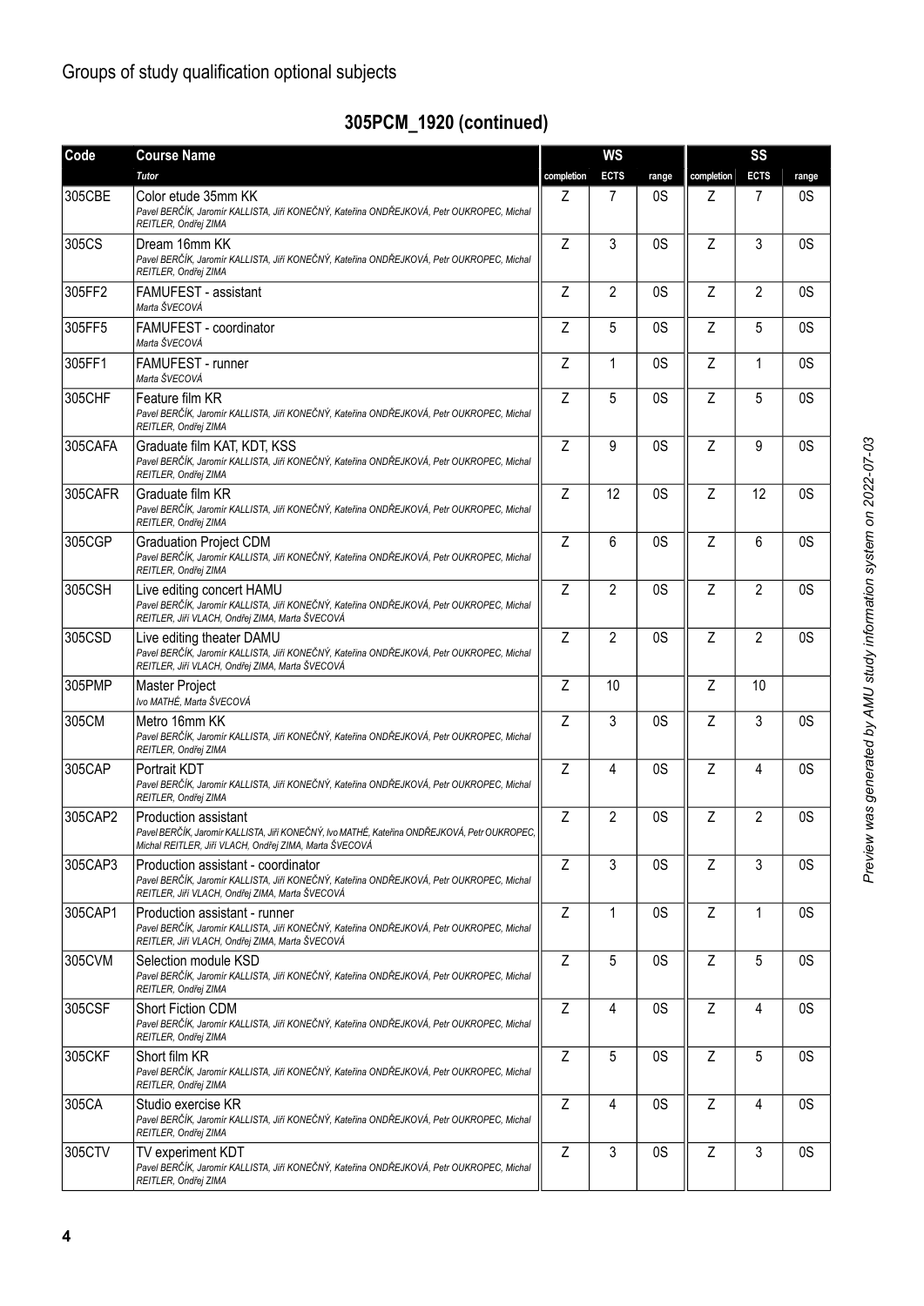## Groups of study qualification optional subjects

### 305PCM_1920 (continued)

| Code | Course Name | WS | | | SS | | |
|---|---|---|---|---|---|---|---|
| | *Tutor* | completion | ECTS | range | completion | ECTS | range |
| 305CBE | Color etude 35mm KK<br>*Pavel BERČÍK, Jaromír KALLISTA, Jiří KONEČNÝ, Kateřina ONDŘEJKOVÁ, Petr OUKROPEC, Michal REITLER, Ondřej ZIMA* | Z | 7 | 0S | Z | 7 | 0S |
| 305CS | Dream 16mm KK<br>*Pavel BERČÍK, Jaromír KALLISTA, Jiří KONEČNÝ, Kateřina ONDŘEJKOVÁ, Petr OUKROPEC, Michal REITLER, Ondřej ZIMA* | Z | 3 | 0S | Z | 3 | 0S |
| 305FF2 | FAMUFEST - assistant<br>*Marta ŠVECOVÁ* | Z | 2 | 0S | Z | 2 | 0S |
| 305FF5 | FAMUFEST - coordinator<br>*Marta ŠVECOVÁ* | Z | 5 | 0S | Z | 5 | 0S |
| 305FF1 | FAMUFEST - runner<br>*Marta ŠVECOVÁ* | Z | 1 | 0S | Z | 1 | 0S |
| 305CHF | Feature film KR<br>*Pavel BERČÍK, Jaromír KALLISTA, Jiří KONEČNÝ, Kateřina ONDŘEJKOVÁ, Petr OUKROPEC, Michal REITLER, Ondřej ZIMA* | Z | 5 | 0S | Z | 5 | 0S |
| 305CAFA | Graduate film KAT, KDT, KSS<br>*Pavel BERČÍK, Jaromír KALLISTA, Jiří KONEČNÝ, Kateřina ONDŘEJKOVÁ, Petr OUKROPEC, Michal REITLER, Ondřej ZIMA* | Z | 9 | 0S | Z | 9 | 0S |
| 305CAFR | Graduate film KR<br>*Pavel BERČÍK, Jaromír KALLISTA, Jiří KONEČNÝ, Kateřina ONDŘEJKOVÁ, Petr OUKROPEC, Michal REITLER, Ondřej ZIMA* | Z | 12 | 0S | Z | 12 | 0S |
| 305CGP | Graduation Project CDM<br>*Pavel BERČÍK, Jaromír KALLISTA, Jiří KONEČNÝ, Kateřina ONDŘEJKOVÁ, Petr OUKROPEC, Michal REITLER, Ondřej ZIMA* | Z | 6 | 0S | Z | 6 | 0S |
| 305CSH | Live editing concert HAMU<br>*Pavel BERČÍK, Jaromír KALLISTA, Jiří KONEČNÝ, Kateřina ONDŘEJKOVÁ, Petr OUKROPEC, Michal REITLER, Jiří VLACH, Ondřej ZIMA, Marta ŠVECOVÁ* | Z | 2 | 0S | Z | 2 | 0S |
| 305CSD | Live editing theater DAMU<br>*Pavel BERČÍK, Jaromír KALLISTA, Jiří KONEČNÝ, Kateřina ONDŘEJKOVÁ, Petr OUKROPEC, Michal REITLER, Jiří VLACH, Ondřej ZIMA, Marta ŠVECOVÁ* | Z | 2 | 0S | Z | 2 | 0S |
| 305PMP | Master Project<br>*Ivo MATHÉ, Marta ŠVECOVÁ* | Z | 10 | | Z | 10 | |
| 305CM | Metro 16mm KK<br>*Pavel BERČÍK, Jaromír KALLISTA, Jiří KONEČNÝ, Kateřina ONDŘEJKOVÁ, Petr OUKROPEC, Michal REITLER, Ondřej ZIMA* | Z | 3 | 0S | Z | 3 | 0S |
| 305CAP | Portrait KDT<br>*Pavel BERČÍK, Jaromír KALLISTA, Jiří KONEČNÝ, Kateřina ONDŘEJKOVÁ, Petr OUKROPEC, Michal REITLER, Ondřej ZIMA* | Z | 4 | 0S | Z | 4 | 0S |
| 305CAP2 | Production assistant<br>*Pavel BERČÍK, Jaromír KALLISTA, Jiří KONEČNÝ, Ivo MATHÉ, Kateřina ONDŘEJKOVÁ, Petr OUKROPEC, Michal REITLER, Jiří VLACH, Ondřej ZIMA, Marta ŠVECOVÁ* | Z | 2 | 0S | Z | 2 | 0S |
| 305CAP3 | Production assistant - coordinator<br>*Pavel BERČÍK, Jaromír KALLISTA, Jiří KONEČNÝ, Kateřina ONDŘEJKOVÁ, Petr OUKROPEC, Michal REITLER, Jiří VLACH, Ondřej ZIMA, Marta ŠVECOVÁ* | Z | 3 | 0S | Z | 3 | 0S |
| 305CAP1 | Production assistant - runner<br>*Pavel BERČÍK, Jaromír KALLISTA, Jiří KONEČNÝ, Kateřina ONDŘEJKOVÁ, Petr OUKROPEC, Michal REITLER, Jiří VLACH, Ondřej ZIMA, Marta ŠVECOVÁ* | Z | 1 | 0S | Z | 1 | 0S |
| 305CVM | Selection module KSD<br>*Pavel BERČÍK, Jaromír KALLISTA, Jiří KONEČNÝ, Kateřina ONDŘEJKOVÁ, Petr OUKROPEC, Michal REITLER, Ondřej ZIMA* | Z | 5 | 0S | Z | 5 | 0S |
| 305CSF | Short Fiction CDM<br>*Pavel BERČÍK, Jaromír KALLISTA, Jiří KONEČNÝ, Kateřina ONDŘEJKOVÁ, Petr OUKROPEC, Michal REITLER, Ondřej ZIMA* | Z | 4 | 0S | Z | 4 | 0S |
| 305CKF | Short film KR<br>*Pavel BERČÍK, Jaromír KALLISTA, Jiří KONEČNÝ, Kateřina ONDŘEJKOVÁ, Petr OUKROPEC, Michal REITLER, Ondřej ZIMA* | Z | 5 | 0S | Z | 5 | 0S |
| 305CA | Studio exercise KR<br>*Pavel BERČÍK, Jaromír KALLISTA, Jiří KONEČNÝ, Kateřina ONDŘEJKOVÁ, Petr OUKROPEC, Michal REITLER, Ondřej ZIMA* | Z | 4 | 0S | Z | 4 | 0S |
| 305CTV | TV experiment KDT<br>*Pavel BERČÍK, Jaromír KALLISTA, Jiří KONEČNÝ, Kateřina ONDŘEJKOVÁ, Petr OUKROPEC, Michal REITLER, Ondřej ZIMA* | Z | 3 | 0S | Z | 3 | 0S |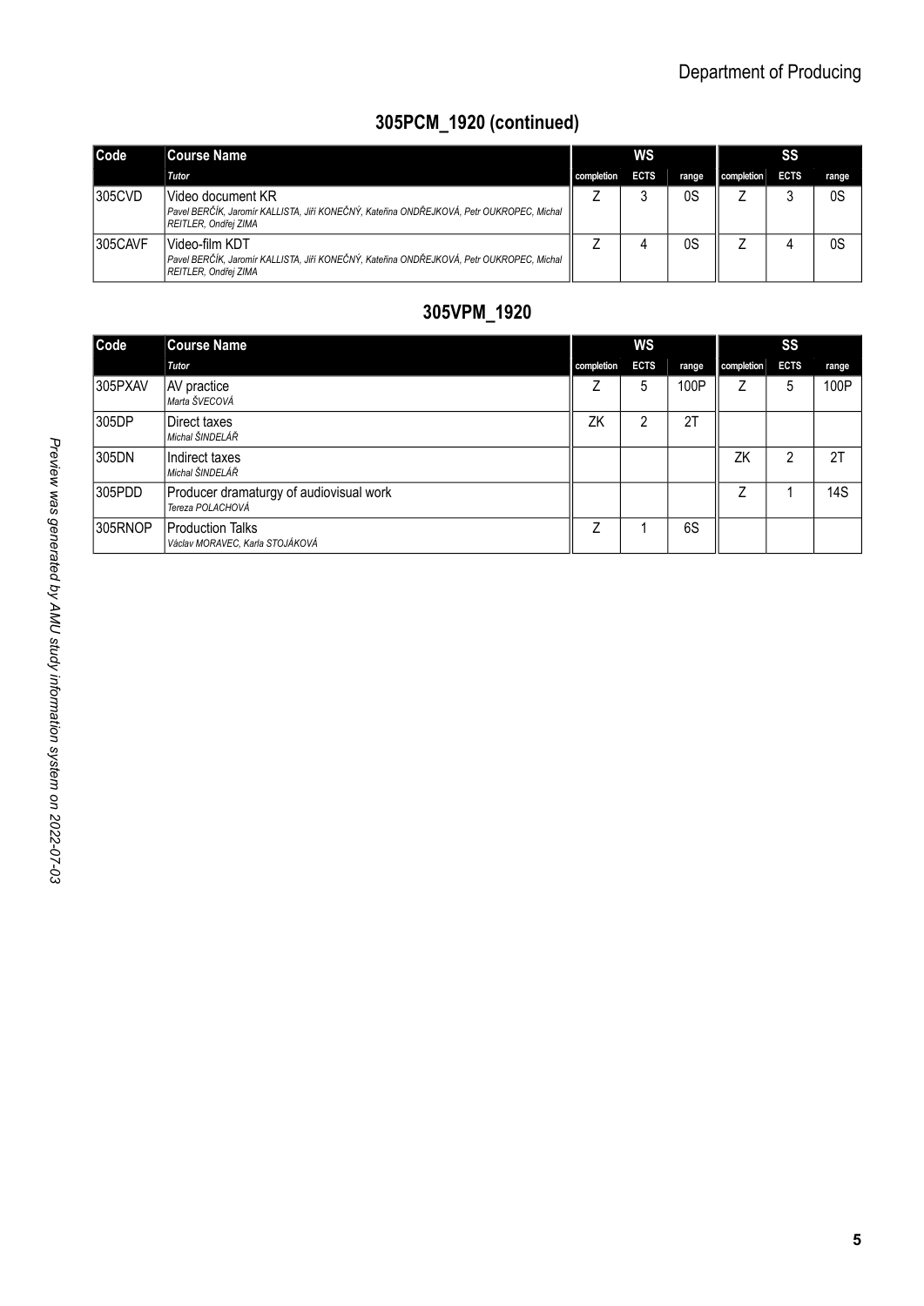## 305PCM_1920 (continued)

| Code | Course Name | WS | | | SS | | |
|---|---|---|---|---|---|---|---|
| | *Tutor* | completion | ECTS | range | completion | ECTS | range |
| 305CVD | Video document KR<br>*Pavel BERČÍK, Jaromír KALLISTA, Jiří KONEČNÝ, Kateřina ONDŘEJKOVÁ, Petr OUKROPEC, Michal REITLER, Ondřej ZIMA* | Z | 3 | 0S | Z | 3 | 0S |
| 305CAVF | Video-film KDT<br>*Pavel BERČÍK, Jaromír KALLISTA, Jiří KONEČNÝ, Kateřina ONDŘEJKOVÁ, Petr OUKROPEC, Michal REITLER, Ondřej ZIMA* | Z | 4 | 0S | Z | 4 | 0S |

## 305VPM_1920

| Code | Course Name | WS | | | SS | | |
|---|---|---|---|---|---|---|---|
| | *Tutor* | completion | ECTS | range | completion | ECTS | range |
| 305PXAV | AV practice<br>*Marta ŠVECOVÁ* | Z | 5 | 100P | Z | 5 | 100P |
| 305DP | Direct taxes<br>*Michal ŠINDELÁŘ* | ZK | 2 | 2T | | | |
| 305DN | Indirect taxes<br>*Michal ŠINDELÁŘ* | | | | ZK | 2 | 2T |
| 305PDD | Producer dramaturgy of audiovisual work<br>*Tereza POLACHOVÁ* | | | | Z | 1 | 14S |
| 305RNOP | Production Talks<br>*Václav MORAVEC, Karla STOJÁKOVÁ* | Z | 1 | 6S | | | |